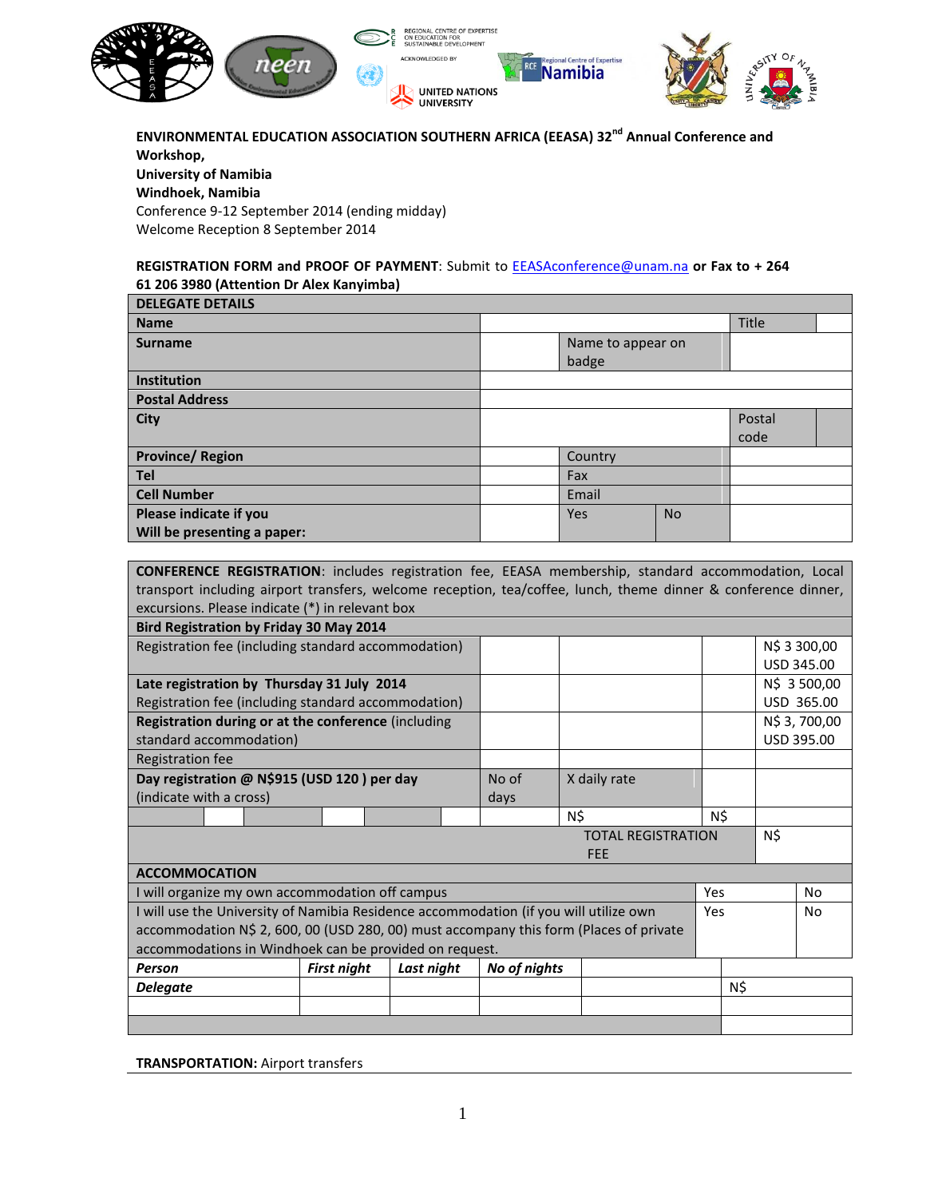**ENVIRONMENTAL EDUCATION ASSOCIATION SOUTHERN AFRICA (EEASA) 32nd Annual Conference and Workshop,**
**University of Namibia**
**Windhoek, Namibia**
Conference 9-12 September 2014 (ending midday)
Welcome Reception 8 September 2014

**REGISTRATION FORM and PROOF OF PAYMENT**: Submit to EEASAconference@unam.na **or Fax to + 264 61 206 3980 (Attention Dr Alex Kanyimba)**

| **DELEGATE DETAILS** | | | | |
|---|---|---|---|---|
| **Name** | | | Title | |
| **Surname** | | Name to appear on badge | | |
| **Institution** | | | | |
| **Postal Address** | | | | |
| **City** | | | Postal code | |
| **Province/ Region** | | Country | | |
| **Tel** | | Fax | | |
| **Cell Number** | | Email | | |
| **Please indicate if you Will be presenting a paper:** | | Yes | No | |

| **CONFERENCE REGISTRATION**: includes registration fee, EEASA membership, standard accommodation, Local transport including airport transfers, welcome reception, tea/coffee, lunch, theme dinner & conference dinner, excursions. Please indicate (*) in relevant box | | | | |
|---|---|---|---|---|
| **Bird Registration by Friday 30 May 2014** | | | | |
| Registration fee (including standard accommodation) | | | | N$ 3 300,00 USD 345.00 |
| **Late registration by Thursday 31 July 2014** Registration fee (including standard accommodation) | | | | N$ 3 500,00 USD 365.00 |
| **Registration during or at the conference** (including standard accommodation) | | | | N$ 3, 700,00 USD 395.00 |
| Registration fee | | | | |
| **Day registration @ N$915 (USD 120 ) per day** (indicate with a cross) | No of days | X daily rate | | |
| | | N$ | N$ | |
| | | TOTAL REGISTRATION FEE | | N$ |

| **ACCOMMOCATION** | | | | | |
|---|---|---|---|---|---|
| I will organize my own accommodation off campus | | | | Yes | No |
| I will use the University of Namibia Residence accommodation (if you will utilize own accommodation N$ 2, 600, 00 (USD 280, 00) must accompany this form (Places of private accommodations in Windhoek can be provided on request. | | | | Yes | No |
| ***Person*** | ***First night*** | ***Last night*** | ***No of nights*** | | |
| ***Delegate*** | | | | | N$ |
| | | | | | |
| | | | | | |

**TRANSPORTATION:** Airport transfers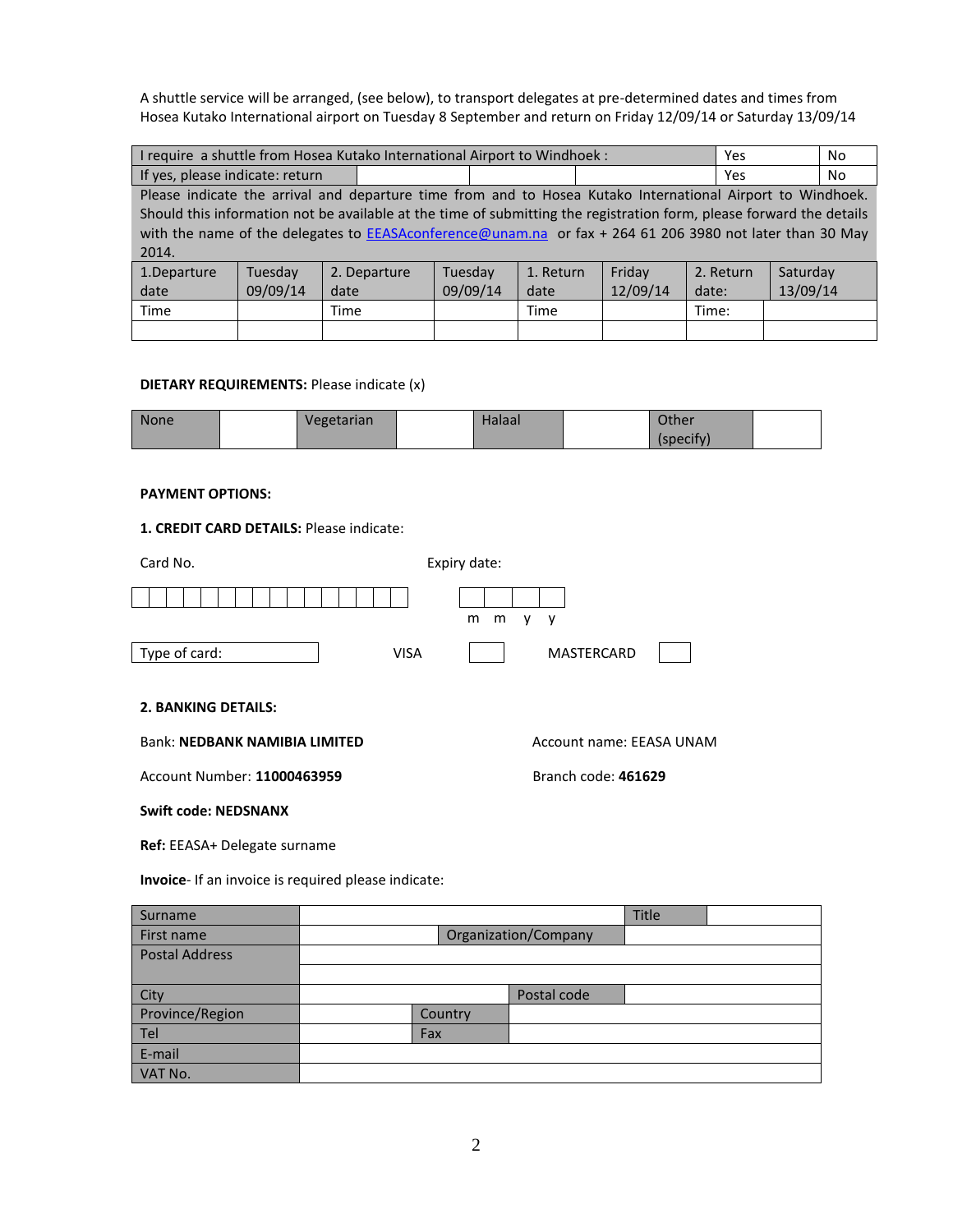A shuttle service will be arranged, (see below), to transport delegates at pre-determined dates and times from Hosea Kutako International airport on Tuesday 8 September and return on Friday 12/09/14 or Saturday 13/09/14

| | | | | | | | |
|---|---|---|---|---|---|---|---|
| I require a shuttle from Hosea Kutako International Airport to Windhoek : | | | | | | Yes | No |
| If yes, please indicate: return | | | | | | Yes | No |
| Please indicate the arrival and departure time from and to Hosea Kutako International Airport to Windhoek. Should this information not be available at the time of submitting the registration form, please forward the details with the name of the delegates to EEASAconference@unam.na or fax + 264 61 206 3980 not later than 30 May 2014. | | | | | | | |
| 1.Departure date | Tuesday 09/09/14 | 2. Departure date | Tuesday 09/09/14 | 1. Return date | Friday 12/09/14 | 2. Return date: | Saturday 13/09/14 |
| Time | | Time | | Time | | Time: | |
| | | | | | | | |

**DIETARY REQUIREMENTS:** Please indicate (x)

| | | | | | | | |
|---|---|---|---|---|---|---|---|
| None | | Vegetarian | | Halaal | | Other (specify) | |

**PAYMENT OPTIONS:**

**1. CREDIT CARD DETAILS:** Please indicate:

Card No. &nbsp;&nbsp;&nbsp;&nbsp;&nbsp;&nbsp;&nbsp;&nbsp; Expiry date:

| | | | | | | | | | | | | | | | |
|---|---|---|---|---|---|---|---|---|---|---|---|---|---|---|---|
| | | | | | | | | | | | | | | | |

| | | | |
|---|---|---|---|
| | | | |
| m | m | y | y |

Type of card: &nbsp;&nbsp;&nbsp;&nbsp; VISA ☐ &nbsp;&nbsp;&nbsp;&nbsp; MASTERCARD ☐

**2. BANKING DETAILS:**

Bank: **NEDBANK NAMIBIA LIMITED**

Account name: EEASA UNAM

Account Number: **11000463959**

Branch code: **461629**

**Swift code: NEDSNANX**

**Ref:** EEASA+ Delegate surname

**Invoice**- If an invoice is required please indicate:

| | | | |
|---|---|---|---|
| Surname | | Title | |
| First name | | Organization/Company | |
| Postal Address | | | |
| | | | |
| City | | Postal code | |
| Province/Region | | Country | |
| Tel | | Fax | |
| E-mail | | | |
| VAT No. | | | |